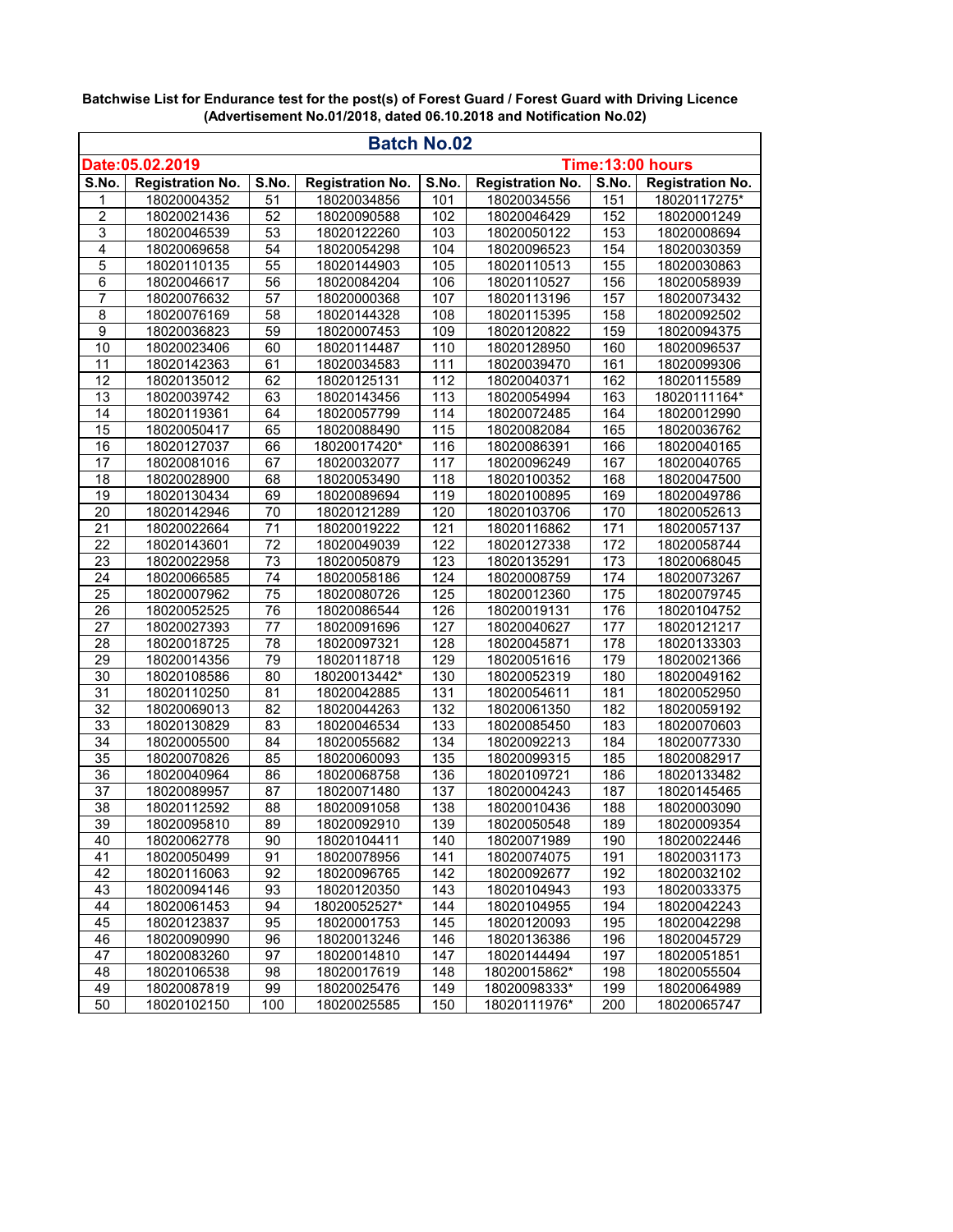**Batchwise List for Endurance test for the post(s) of Forest Guard / Forest Guard with Driving Licence (Advertisement No.01/2018, dated 06.10.2018 and Notification No.02)**

| Batch No.02 | | | | | | | |
|---|---|---|---|---|---|---|---|
| Date:05.02.2019 | | | | | Time:13:00 hours | | |
| S.No. | Registration No. | S.No. | Registration No. | S.No. | Registration No. | S.No. | Registration No. |
| 1 | 18020004352 | 51 | 18020034856 | 101 | 18020034556 | 151 | 18020117275* |
| 2 | 18020021436 | 52 | 18020090588 | 102 | 18020046429 | 152 | 18020001249 |
| 3 | 18020046539 | 53 | 18020122260 | 103 | 18020050122 | 153 | 18020008694 |
| 4 | 18020069658 | 54 | 18020054298 | 104 | 18020096523 | 154 | 18020030359 |
| 5 | 18020110135 | 55 | 18020144903 | 105 | 18020110513 | 155 | 18020030863 |
| 6 | 18020046617 | 56 | 18020084204 | 106 | 18020110527 | 156 | 18020058939 |
| 7 | 18020076632 | 57 | 18020000368 | 107 | 18020113196 | 157 | 18020073432 |
| 8 | 18020076169 | 58 | 18020144328 | 108 | 18020115395 | 158 | 18020092502 |
| 9 | 18020036823 | 59 | 18020007453 | 109 | 18020120822 | 159 | 18020094375 |
| 10 | 18020023406 | 60 | 18020114487 | 110 | 18020128950 | 160 | 18020096537 |
| 11 | 18020142363 | 61 | 18020034583 | 111 | 18020039470 | 161 | 18020099306 |
| 12 | 18020135012 | 62 | 18020125131 | 112 | 18020040371 | 162 | 18020115589 |
| 13 | 18020039742 | 63 | 18020143456 | 113 | 18020054994 | 163 | 18020111164* |
| 14 | 18020119361 | 64 | 18020057799 | 114 | 18020072485 | 164 | 18020012990 |
| 15 | 18020050417 | 65 | 18020088490 | 115 | 18020082084 | 165 | 18020036762 |
| 16 | 18020127037 | 66 | 18020017420* | 116 | 18020086391 | 166 | 18020040165 |
| 17 | 18020081016 | 67 | 18020032077 | 117 | 18020096249 | 167 | 18020040765 |
| 18 | 18020028900 | 68 | 18020053490 | 118 | 18020100352 | 168 | 18020047500 |
| 19 | 18020130434 | 69 | 18020089694 | 119 | 18020100895 | 169 | 18020049786 |
| 20 | 18020142946 | 70 | 18020121289 | 120 | 18020103706 | 170 | 18020052613 |
| 21 | 18020022664 | 71 | 18020019222 | 121 | 18020116862 | 171 | 18020057137 |
| 22 | 18020143601 | 72 | 18020049039 | 122 | 18020127338 | 172 | 18020058744 |
| 23 | 18020022958 | 73 | 18020050879 | 123 | 18020135291 | 173 | 18020068045 |
| 24 | 18020066585 | 74 | 18020058186 | 124 | 18020008759 | 174 | 18020073267 |
| 25 | 18020007962 | 75 | 18020080726 | 125 | 18020012360 | 175 | 18020079745 |
| 26 | 18020052525 | 76 | 18020086544 | 126 | 18020019131 | 176 | 18020104752 |
| 27 | 18020027393 | 77 | 18020091696 | 127 | 18020040627 | 177 | 18020121217 |
| 28 | 18020018725 | 78 | 18020097321 | 128 | 18020045871 | 178 | 18020133303 |
| 29 | 18020014356 | 79 | 18020118718 | 129 | 18020051616 | 179 | 18020021366 |
| 30 | 18020108586 | 80 | 18020013442* | 130 | 18020052319 | 180 | 18020049162 |
| 31 | 18020110250 | 81 | 18020042885 | 131 | 18020054611 | 181 | 18020052950 |
| 32 | 18020069013 | 82 | 18020044263 | 132 | 18020061350 | 182 | 18020059192 |
| 33 | 18020130829 | 83 | 18020046534 | 133 | 18020085450 | 183 | 18020070603 |
| 34 | 18020005500 | 84 | 18020055682 | 134 | 18020092213 | 184 | 18020077330 |
| 35 | 18020070826 | 85 | 18020060093 | 135 | 18020099315 | 185 | 18020082917 |
| 36 | 18020040964 | 86 | 18020068758 | 136 | 18020109721 | 186 | 18020133482 |
| 37 | 18020089957 | 87 | 18020071480 | 137 | 18020004243 | 187 | 18020145465 |
| 38 | 18020112592 | 88 | 18020091058 | 138 | 18020010436 | 188 | 18020003090 |
| 39 | 18020095810 | 89 | 18020092910 | 139 | 18020050548 | 189 | 18020009354 |
| 40 | 18020062778 | 90 | 18020104411 | 140 | 18020071989 | 190 | 18020022446 |
| 41 | 18020050499 | 91 | 18020078956 | 141 | 18020074075 | 191 | 18020031173 |
| 42 | 18020116063 | 92 | 18020096765 | 142 | 18020092677 | 192 | 18020032102 |
| 43 | 18020094146 | 93 | 18020120350 | 143 | 18020104943 | 193 | 18020033375 |
| 44 | 18020061453 | 94 | 18020052527* | 144 | 18020104955 | 194 | 18020042243 |
| 45 | 18020123837 | 95 | 18020001753 | 145 | 18020120093 | 195 | 18020042298 |
| 46 | 18020090990 | 96 | 18020013246 | 146 | 18020136386 | 196 | 18020045729 |
| 47 | 18020083260 | 97 | 18020014810 | 147 | 18020144494 | 197 | 18020051851 |
| 48 | 18020106538 | 98 | 18020017619 | 148 | 18020015862* | 198 | 18020055504 |
| 49 | 18020087819 | 99 | 18020025476 | 149 | 18020098333* | 199 | 18020064989 |
| 50 | 18020102150 | 100 | 18020025585 | 150 | 18020111976* | 200 | 18020065747 |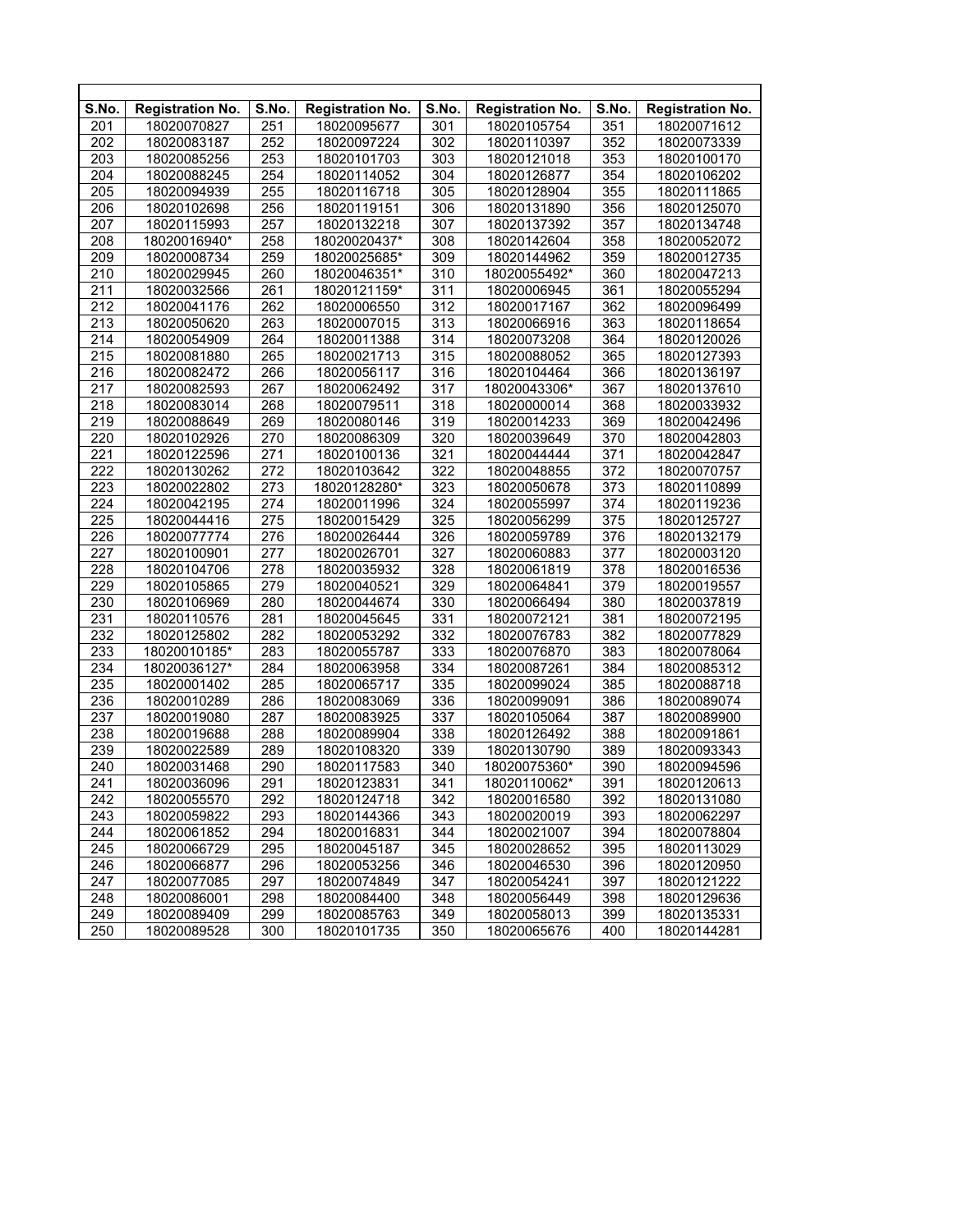| S.No. | Registration No. | S.No. | Registration No. | S.No. | Registration No. | S.No. | Registration No. |
|---|---|---|---|---|---|---|---|
| 201 | 18020070827 | 251 | 18020095677 | 301 | 18020105754 | 351 | 18020071612 |
| 202 | 18020083187 | 252 | 18020097224 | 302 | 18020110397 | 352 | 18020073339 |
| 203 | 18020085256 | 253 | 18020101703 | 303 | 18020121018 | 353 | 18020100170 |
| 204 | 18020088245 | 254 | 18020114052 | 304 | 18020126877 | 354 | 18020106202 |
| 205 | 18020094939 | 255 | 18020116718 | 305 | 18020128904 | 355 | 18020111865 |
| 206 | 18020102698 | 256 | 18020119151 | 306 | 18020131890 | 356 | 18020125070 |
| 207 | 18020115993 | 257 | 18020132218 | 307 | 18020137392 | 357 | 18020134748 |
| 208 | 18020016940* | 258 | 18020020437* | 308 | 18020142604 | 358 | 18020052072 |
| 209 | 18020008734 | 259 | 18020025685* | 309 | 18020144962 | 359 | 18020012735 |
| 210 | 18020029945 | 260 | 18020046351* | 310 | 18020055492* | 360 | 18020047213 |
| 211 | 18020032566 | 261 | 18020121159* | 311 | 18020006945 | 361 | 18020055294 |
| 212 | 18020041176 | 262 | 18020006550 | 312 | 18020017167 | 362 | 18020096499 |
| 213 | 18020050620 | 263 | 18020007015 | 313 | 18020066916 | 363 | 18020118654 |
| 214 | 18020054909 | 264 | 18020011388 | 314 | 18020073208 | 364 | 18020120026 |
| 215 | 18020081880 | 265 | 18020021713 | 315 | 18020088052 | 365 | 18020127393 |
| 216 | 18020082472 | 266 | 18020056117 | 316 | 18020104464 | 366 | 18020136197 |
| 217 | 18020082593 | 267 | 18020062492 | 317 | 18020043306* | 367 | 18020137610 |
| 218 | 18020083014 | 268 | 18020079511 | 318 | 18020000014 | 368 | 18020033932 |
| 219 | 18020088649 | 269 | 18020080146 | 319 | 18020014233 | 369 | 18020042496 |
| 220 | 18020102926 | 270 | 18020086309 | 320 | 18020039649 | 370 | 18020042803 |
| 221 | 18020122596 | 271 | 18020100136 | 321 | 18020044444 | 371 | 18020042847 |
| 222 | 18020130262 | 272 | 18020103642 | 322 | 18020048855 | 372 | 18020070757 |
| 223 | 18020022802 | 273 | 18020128280* | 323 | 18020050678 | 373 | 18020110899 |
| 224 | 18020042195 | 274 | 18020011996 | 324 | 18020055997 | 374 | 18020119236 |
| 225 | 18020044416 | 275 | 18020015429 | 325 | 18020056299 | 375 | 18020125727 |
| 226 | 18020077774 | 276 | 18020026444 | 326 | 18020059789 | 376 | 18020132179 |
| 227 | 18020100901 | 277 | 18020026701 | 327 | 18020060883 | 377 | 18020003120 |
| 228 | 18020104706 | 278 | 18020035932 | 328 | 18020061819 | 378 | 18020016536 |
| 229 | 18020105865 | 279 | 18020040521 | 329 | 18020064841 | 379 | 18020019557 |
| 230 | 18020106969 | 280 | 18020044674 | 330 | 18020066494 | 380 | 18020037819 |
| 231 | 18020110576 | 281 | 18020045645 | 331 | 18020072121 | 381 | 18020072195 |
| 232 | 18020125802 | 282 | 18020053292 | 332 | 18020076783 | 382 | 18020077829 |
| 233 | 18020010185* | 283 | 18020055787 | 333 | 18020076870 | 383 | 18020078064 |
| 234 | 18020036127* | 284 | 18020063958 | 334 | 18020087261 | 384 | 18020085312 |
| 235 | 18020001402 | 285 | 18020065717 | 335 | 18020099024 | 385 | 18020088718 |
| 236 | 18020010289 | 286 | 18020083069 | 336 | 18020099091 | 386 | 18020089074 |
| 237 | 18020019080 | 287 | 18020083925 | 337 | 18020105064 | 387 | 18020089900 |
| 238 | 18020019688 | 288 | 18020089904 | 338 | 18020126492 | 388 | 18020091861 |
| 239 | 18020022589 | 289 | 18020108320 | 339 | 18020130790 | 389 | 18020093343 |
| 240 | 18020031468 | 290 | 18020117583 | 340 | 18020075360* | 390 | 18020094596 |
| 241 | 18020036096 | 291 | 18020123831 | 341 | 18020110062* | 391 | 18020120613 |
| 242 | 18020055570 | 292 | 18020124718 | 342 | 18020016580 | 392 | 18020131080 |
| 243 | 18020059822 | 293 | 18020144366 | 343 | 18020020019 | 393 | 18020062297 |
| 244 | 18020061852 | 294 | 18020016831 | 344 | 18020021007 | 394 | 18020078804 |
| 245 | 18020066729 | 295 | 18020045187 | 345 | 18020028652 | 395 | 18020113029 |
| 246 | 18020066877 | 296 | 18020053256 | 346 | 18020046530 | 396 | 18020120950 |
| 247 | 18020077085 | 297 | 18020074849 | 347 | 18020054241 | 397 | 18020121222 |
| 248 | 18020086001 | 298 | 18020084400 | 348 | 18020056449 | 398 | 18020129636 |
| 249 | 18020089409 | 299 | 18020085763 | 349 | 18020058013 | 399 | 18020135331 |
| 250 | 18020089528 | 300 | 18020101735 | 350 | 18020065676 | 400 | 18020144281 |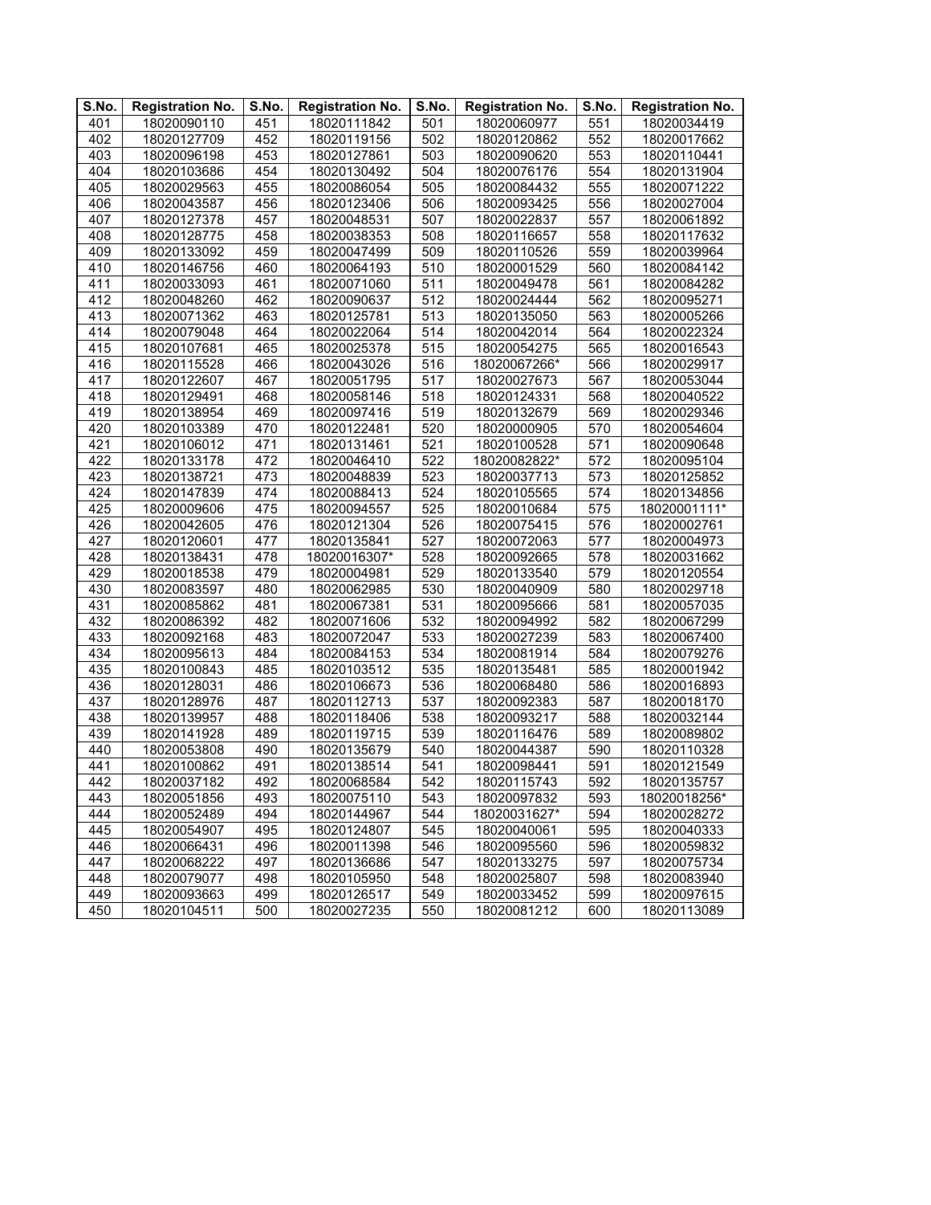| S.No. | Registration No. | S.No. | Registration No. | S.No. | Registration No. | S.No. | Registration No. |
|---|---|---|---|---|---|---|---|
| 401 | 18020090110 | 451 | 18020111842 | 501 | 18020060977 | 551 | 18020034419 |
| 402 | 18020127709 | 452 | 18020119156 | 502 | 18020120862 | 552 | 18020017662 |
| 403 | 18020096198 | 453 | 18020127861 | 503 | 18020090620 | 553 | 18020110441 |
| 404 | 18020103686 | 454 | 18020130492 | 504 | 18020076176 | 554 | 18020131904 |
| 405 | 18020029563 | 455 | 18020086054 | 505 | 18020084432 | 555 | 18020071222 |
| 406 | 18020043587 | 456 | 18020123406 | 506 | 18020093425 | 556 | 18020027004 |
| 407 | 18020127378 | 457 | 18020048531 | 507 | 18020022837 | 557 | 18020061892 |
| 408 | 18020128775 | 458 | 18020038353 | 508 | 18020116657 | 558 | 18020117632 |
| 409 | 18020133092 | 459 | 18020047499 | 509 | 18020110526 | 559 | 18020039964 |
| 410 | 18020146756 | 460 | 18020064193 | 510 | 18020001529 | 560 | 18020084142 |
| 411 | 18020033093 | 461 | 18020071060 | 511 | 18020049478 | 561 | 18020084282 |
| 412 | 18020048260 | 462 | 18020090637 | 512 | 18020024444 | 562 | 18020095271 |
| 413 | 18020071362 | 463 | 18020125781 | 513 | 18020135050 | 563 | 18020005266 |
| 414 | 18020079048 | 464 | 18020022064 | 514 | 18020042014 | 564 | 18020022324 |
| 415 | 18020107681 | 465 | 18020025378 | 515 | 18020054275 | 565 | 18020016543 |
| 416 | 18020115528 | 466 | 18020043026 | 516 | 18020067266* | 566 | 18020029917 |
| 417 | 18020122607 | 467 | 18020051795 | 517 | 18020027673 | 567 | 18020053044 |
| 418 | 18020129491 | 468 | 18020058146 | 518 | 18020124331 | 568 | 18020040522 |
| 419 | 18020138954 | 469 | 18020097416 | 519 | 18020132679 | 569 | 18020029346 |
| 420 | 18020103389 | 470 | 18020122481 | 520 | 18020000905 | 570 | 18020054604 |
| 421 | 18020106012 | 471 | 18020131461 | 521 | 18020100528 | 571 | 18020090648 |
| 422 | 18020133178 | 472 | 18020046410 | 522 | 18020082822* | 572 | 18020095104 |
| 423 | 18020138721 | 473 | 18020048839 | 523 | 18020037713 | 573 | 18020125852 |
| 424 | 18020147839 | 474 | 18020088413 | 524 | 18020105565 | 574 | 18020134856 |
| 425 | 18020009606 | 475 | 18020094557 | 525 | 18020010684 | 575 | 18020001111* |
| 426 | 18020042605 | 476 | 18020121304 | 526 | 18020075415 | 576 | 18020002761 |
| 427 | 18020120601 | 477 | 18020135841 | 527 | 18020072063 | 577 | 18020004973 |
| 428 | 18020138431 | 478 | 18020016307* | 528 | 18020092665 | 578 | 18020031662 |
| 429 | 18020018538 | 479 | 18020004981 | 529 | 18020133540 | 579 | 18020120554 |
| 430 | 18020083597 | 480 | 18020062985 | 530 | 18020040909 | 580 | 18020029718 |
| 431 | 18020085862 | 481 | 18020067381 | 531 | 18020095666 | 581 | 18020057035 |
| 432 | 18020086392 | 482 | 18020071606 | 532 | 18020094992 | 582 | 18020067299 |
| 433 | 18020092168 | 483 | 18020072047 | 533 | 18020027239 | 583 | 18020067400 |
| 434 | 18020095613 | 484 | 18020084153 | 534 | 18020081914 | 584 | 18020079276 |
| 435 | 18020100843 | 485 | 18020103512 | 535 | 18020135481 | 585 | 18020001942 |
| 436 | 18020128031 | 486 | 18020106673 | 536 | 18020068480 | 586 | 18020016893 |
| 437 | 18020128976 | 487 | 18020112713 | 537 | 18020092383 | 587 | 18020018170 |
| 438 | 18020139957 | 488 | 18020118406 | 538 | 18020093217 | 588 | 18020032144 |
| 439 | 18020141928 | 489 | 18020119715 | 539 | 18020116476 | 589 | 18020089802 |
| 440 | 18020053808 | 490 | 18020135679 | 540 | 18020044387 | 590 | 18020110328 |
| 441 | 18020100862 | 491 | 18020138514 | 541 | 18020098441 | 591 | 18020121549 |
| 442 | 18020037182 | 492 | 18020068584 | 542 | 18020115743 | 592 | 18020135757 |
| 443 | 18020051856 | 493 | 18020075110 | 543 | 18020097832 | 593 | 18020018256* |
| 444 | 18020052489 | 494 | 18020144967 | 544 | 18020031627* | 594 | 18020028272 |
| 445 | 18020054907 | 495 | 18020124807 | 545 | 18020040061 | 595 | 18020040333 |
| 446 | 18020066431 | 496 | 18020011398 | 546 | 18020095560 | 596 | 18020059832 |
| 447 | 18020068222 | 497 | 18020136686 | 547 | 18020133275 | 597 | 18020075734 |
| 448 | 18020079077 | 498 | 18020105950 | 548 | 18020025807 | 598 | 18020083940 |
| 449 | 18020093663 | 499 | 18020126517 | 549 | 18020033452 | 599 | 18020097615 |
| 450 | 18020104511 | 500 | 18020027235 | 550 | 18020081212 | 600 | 18020113089 |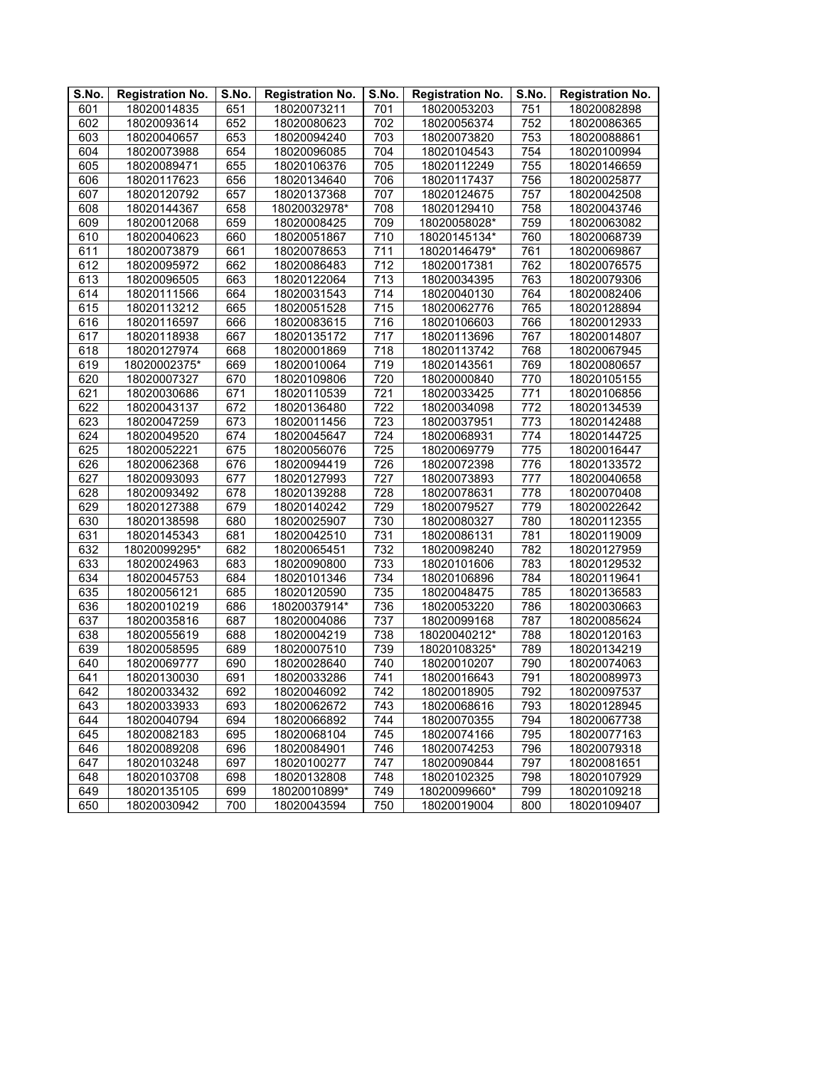| S.No. | Registration No. | S.No. | Registration No. | S.No. | Registration No. | S.No. | Registration No. |
|---|---|---|---|---|---|---|---|
| 601 | 18020014835 | 651 | 18020073211 | 701 | 18020053203 | 751 | 18020082898 |
| 602 | 18020093614 | 652 | 18020080623 | 702 | 18020056374 | 752 | 18020086365 |
| 603 | 18020040657 | 653 | 18020094240 | 703 | 18020073820 | 753 | 18020088861 |
| 604 | 18020073988 | 654 | 18020096085 | 704 | 18020104543 | 754 | 18020100994 |
| 605 | 18020089471 | 655 | 18020106376 | 705 | 18020112249 | 755 | 18020146659 |
| 606 | 18020117623 | 656 | 18020134640 | 706 | 18020117437 | 756 | 18020025877 |
| 607 | 18020120792 | 657 | 18020137368 | 707 | 18020124675 | 757 | 18020042508 |
| 608 | 18020144367 | 658 | 18020032978* | 708 | 18020129410 | 758 | 18020043746 |
| 609 | 18020012068 | 659 | 18020008425 | 709 | 18020058028* | 759 | 18020063082 |
| 610 | 18020040623 | 660 | 18020051867 | 710 | 18020145134* | 760 | 18020068739 |
| 611 | 18020073879 | 661 | 18020078653 | 711 | 18020146479* | 761 | 18020069867 |
| 612 | 18020095972 | 662 | 18020086483 | 712 | 18020017381 | 762 | 18020076575 |
| 613 | 18020096505 | 663 | 18020122064 | 713 | 18020034395 | 763 | 18020079306 |
| 614 | 18020111566 | 664 | 18020031543 | 714 | 18020040130 | 764 | 18020082406 |
| 615 | 18020113212 | 665 | 18020051528 | 715 | 18020062776 | 765 | 18020128894 |
| 616 | 18020116597 | 666 | 18020083615 | 716 | 18020106603 | 766 | 18020012933 |
| 617 | 18020118938 | 667 | 18020135172 | 717 | 18020113696 | 767 | 18020014807 |
| 618 | 18020127974 | 668 | 18020001869 | 718 | 18020113742 | 768 | 18020067945 |
| 619 | 18020002375* | 669 | 18020010064 | 719 | 18020143561 | 769 | 18020080657 |
| 620 | 18020007327 | 670 | 18020109806 | 720 | 18020000840 | 770 | 18020105155 |
| 621 | 18020030686 | 671 | 18020110539 | 721 | 18020033425 | 771 | 18020106856 |
| 622 | 18020043137 | 672 | 18020136480 | 722 | 18020034098 | 772 | 18020134539 |
| 623 | 18020047259 | 673 | 18020011456 | 723 | 18020037951 | 773 | 18020142488 |
| 624 | 18020049520 | 674 | 18020045647 | 724 | 18020068931 | 774 | 18020144725 |
| 625 | 18020052221 | 675 | 18020056076 | 725 | 18020069779 | 775 | 18020016447 |
| 626 | 18020062368 | 676 | 18020094419 | 726 | 18020072398 | 776 | 18020133572 |
| 627 | 18020093093 | 677 | 18020127993 | 727 | 18020073893 | 777 | 18020040658 |
| 628 | 18020093492 | 678 | 18020139288 | 728 | 18020078631 | 778 | 18020070408 |
| 629 | 18020127388 | 679 | 18020140242 | 729 | 18020079527 | 779 | 18020022642 |
| 630 | 18020138598 | 680 | 18020025907 | 730 | 18020080327 | 780 | 18020112355 |
| 631 | 18020145343 | 681 | 18020042510 | 731 | 18020086131 | 781 | 18020119009 |
| 632 | 18020099295* | 682 | 18020065451 | 732 | 18020098240 | 782 | 18020127959 |
| 633 | 18020024963 | 683 | 18020090800 | 733 | 18020101606 | 783 | 18020129532 |
| 634 | 18020045753 | 684 | 18020101346 | 734 | 18020106896 | 784 | 18020119641 |
| 635 | 18020056121 | 685 | 18020120590 | 735 | 18020048475 | 785 | 18020136583 |
| 636 | 18020010219 | 686 | 18020037914* | 736 | 18020053220 | 786 | 18020030663 |
| 637 | 18020035816 | 687 | 18020004086 | 737 | 18020099168 | 787 | 18020085624 |
| 638 | 18020055619 | 688 | 18020004219 | 738 | 18020040212* | 788 | 18020120163 |
| 639 | 18020058595 | 689 | 18020007510 | 739 | 18020108325* | 789 | 18020134219 |
| 640 | 18020069777 | 690 | 18020028640 | 740 | 18020010207 | 790 | 18020074063 |
| 641 | 18020130030 | 691 | 18020033286 | 741 | 18020016643 | 791 | 18020089973 |
| 642 | 18020033432 | 692 | 18020046092 | 742 | 18020018905 | 792 | 18020097537 |
| 643 | 18020033933 | 693 | 18020062672 | 743 | 18020068616 | 793 | 18020128945 |
| 644 | 18020040794 | 694 | 18020066892 | 744 | 18020070355 | 794 | 18020067738 |
| 645 | 18020082183 | 695 | 18020068104 | 745 | 18020074166 | 795 | 18020077163 |
| 646 | 18020089208 | 696 | 18020084901 | 746 | 18020074253 | 796 | 18020079318 |
| 647 | 18020103248 | 697 | 18020100277 | 747 | 18020090844 | 797 | 18020081651 |
| 648 | 18020103708 | 698 | 18020132808 | 748 | 18020102325 | 798 | 18020107929 |
| 649 | 18020135105 | 699 | 18020010899* | 749 | 18020099660* | 799 | 18020109218 |
| 650 | 18020030942 | 700 | 18020043594 | 750 | 18020019004 | 800 | 18020109407 |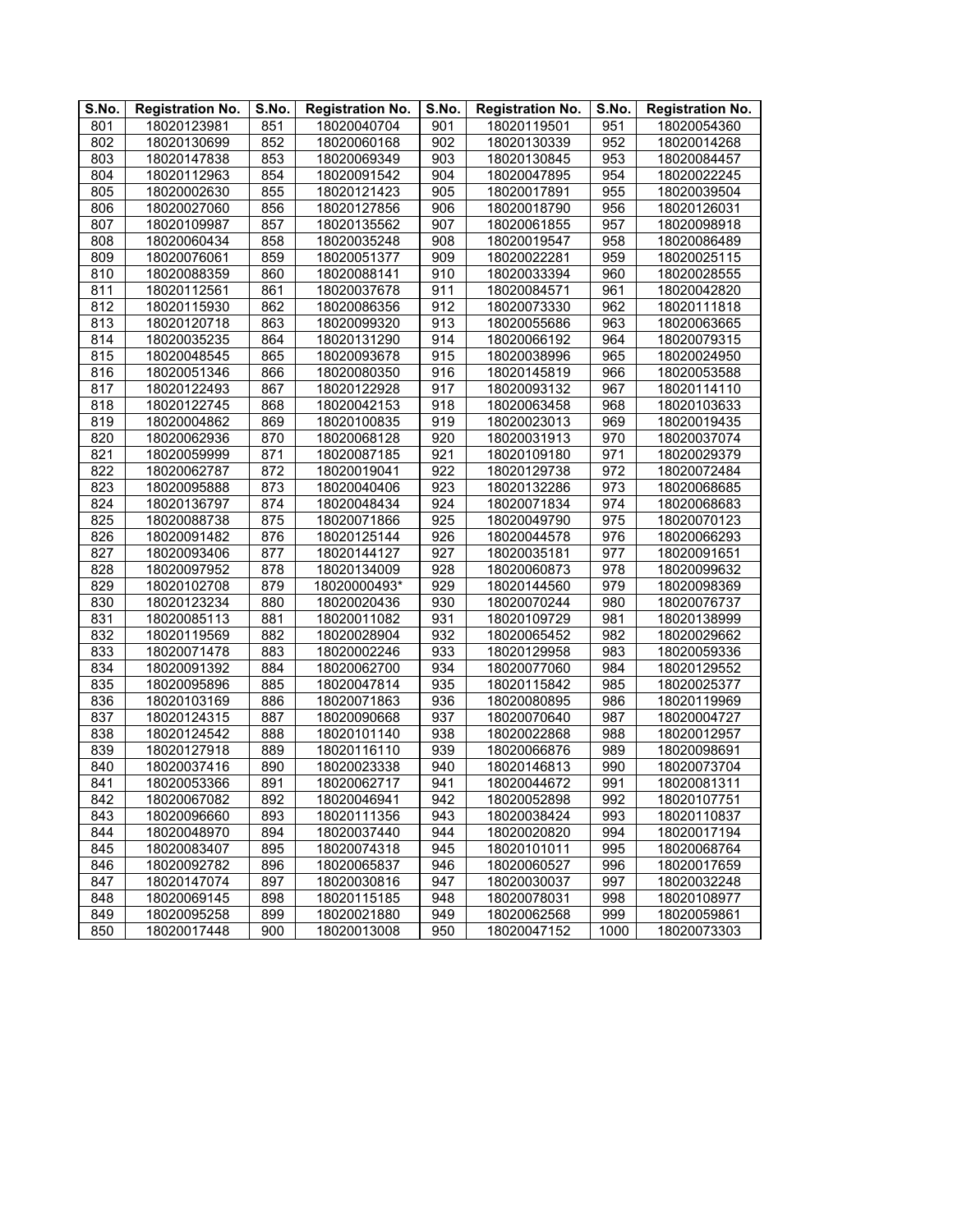| S.No. | Registration No. | S.No. | Registration No. | S.No. | Registration No. | S.No. | Registration No. |
|---|---|---|---|---|---|---|---|
| 801 | 18020123981 | 851 | 18020040704 | 901 | 18020119501 | 951 | 18020054360 |
| 802 | 18020130699 | 852 | 18020060168 | 902 | 18020130339 | 952 | 18020014268 |
| 803 | 18020147838 | 853 | 18020069349 | 903 | 18020130845 | 953 | 18020084457 |
| 804 | 18020112963 | 854 | 18020091542 | 904 | 18020047895 | 954 | 18020022245 |
| 805 | 18020002630 | 855 | 18020121423 | 905 | 18020017891 | 955 | 18020039504 |
| 806 | 18020027060 | 856 | 18020127856 | 906 | 18020018790 | 956 | 18020126031 |
| 807 | 18020109987 | 857 | 18020135562 | 907 | 18020061855 | 957 | 18020098918 |
| 808 | 18020060434 | 858 | 18020035248 | 908 | 18020019547 | 958 | 18020086489 |
| 809 | 18020076061 | 859 | 18020051377 | 909 | 18020022281 | 959 | 18020025115 |
| 810 | 18020088359 | 860 | 18020088141 | 910 | 18020033394 | 960 | 18020028555 |
| 811 | 18020112561 | 861 | 18020037678 | 911 | 18020084571 | 961 | 18020042820 |
| 812 | 18020115930 | 862 | 18020086356 | 912 | 18020073330 | 962 | 18020111818 |
| 813 | 18020120718 | 863 | 18020099320 | 913 | 18020055686 | 963 | 18020063665 |
| 814 | 18020035235 | 864 | 18020131290 | 914 | 18020066192 | 964 | 18020079315 |
| 815 | 18020048545 | 865 | 18020093678 | 915 | 18020038996 | 965 | 18020024950 |
| 816 | 18020051346 | 866 | 18020080350 | 916 | 18020145819 | 966 | 18020053588 |
| 817 | 18020122493 | 867 | 18020122928 | 917 | 18020093132 | 967 | 18020114110 |
| 818 | 18020122745 | 868 | 18020042153 | 918 | 18020063458 | 968 | 18020103633 |
| 819 | 18020004862 | 869 | 18020100835 | 919 | 18020023013 | 969 | 18020019435 |
| 820 | 18020062936 | 870 | 18020068128 | 920 | 18020031913 | 970 | 18020037074 |
| 821 | 18020059999 | 871 | 18020087185 | 921 | 18020109180 | 971 | 18020029379 |
| 822 | 18020062787 | 872 | 18020019041 | 922 | 18020129738 | 972 | 18020072484 |
| 823 | 18020095888 | 873 | 18020040406 | 923 | 18020132286 | 973 | 18020068685 |
| 824 | 18020136797 | 874 | 18020048434 | 924 | 18020071834 | 974 | 18020068683 |
| 825 | 18020088738 | 875 | 18020071866 | 925 | 18020049790 | 975 | 18020070123 |
| 826 | 18020091482 | 876 | 18020125144 | 926 | 18020044578 | 976 | 18020066293 |
| 827 | 18020093406 | 877 | 18020144127 | 927 | 18020035181 | 977 | 18020091651 |
| 828 | 18020097952 | 878 | 18020134009 | 928 | 18020060873 | 978 | 18020099632 |
| 829 | 18020102708 | 879 | 18020000493* | 929 | 18020144560 | 979 | 18020098369 |
| 830 | 18020123234 | 880 | 18020020436 | 930 | 18020070244 | 980 | 18020076737 |
| 831 | 18020085113 | 881 | 18020011082 | 931 | 18020109729 | 981 | 18020138999 |
| 832 | 18020119569 | 882 | 18020028904 | 932 | 18020065452 | 982 | 18020029662 |
| 833 | 18020071478 | 883 | 18020002246 | 933 | 18020129958 | 983 | 18020059336 |
| 834 | 18020091392 | 884 | 18020062700 | 934 | 18020077060 | 984 | 18020129552 |
| 835 | 18020095896 | 885 | 18020047814 | 935 | 18020115842 | 985 | 18020025377 |
| 836 | 18020103169 | 886 | 18020071863 | 936 | 18020080895 | 986 | 18020119969 |
| 837 | 18020124315 | 887 | 18020090668 | 937 | 18020070640 | 987 | 18020004727 |
| 838 | 18020124542 | 888 | 18020101140 | 938 | 18020022868 | 988 | 18020012957 |
| 839 | 18020127918 | 889 | 18020116110 | 939 | 18020066876 | 989 | 18020098691 |
| 840 | 18020037416 | 890 | 18020023338 | 940 | 18020146813 | 990 | 18020073704 |
| 841 | 18020053366 | 891 | 18020062717 | 941 | 18020044672 | 991 | 18020081311 |
| 842 | 18020067082 | 892 | 18020046941 | 942 | 18020052898 | 992 | 18020107751 |
| 843 | 18020096660 | 893 | 18020111356 | 943 | 18020038424 | 993 | 18020110837 |
| 844 | 18020048970 | 894 | 18020037440 | 944 | 18020020820 | 994 | 18020017194 |
| 845 | 18020083407 | 895 | 18020074318 | 945 | 18020101011 | 995 | 18020068764 |
| 846 | 18020092782 | 896 | 18020065837 | 946 | 18020060527 | 996 | 18020017659 |
| 847 | 18020147074 | 897 | 18020030816 | 947 | 18020030037 | 997 | 18020032248 |
| 848 | 18020069145 | 898 | 18020115185 | 948 | 18020078031 | 998 | 18020108977 |
| 849 | 18020095258 | 899 | 18020021880 | 949 | 18020062568 | 999 | 18020059861 |
| 850 | 18020017448 | 900 | 18020013008 | 950 | 18020047152 | 1000 | 18020073303 |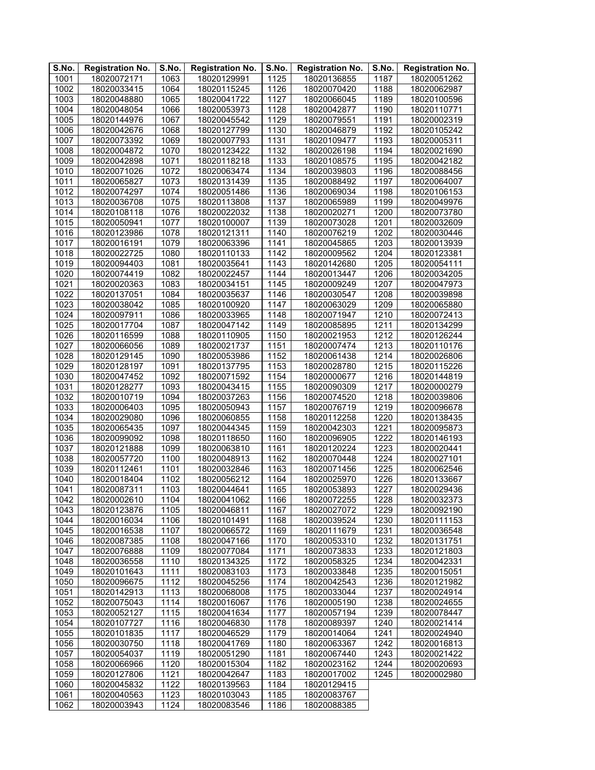| S.No. | Registration No. | S.No. | Registration No. | S.No. | Registration No. | S.No. | Registration No. |
|---|---|---|---|---|---|---|---|
| 1001 | 18020072171 | 1063 | 18020129991 | 1125 | 18020136855 | 1187 | 18020051262 |
| 1002 | 18020033415 | 1064 | 18020115245 | 1126 | 18020070420 | 1188 | 18020062987 |
| 1003 | 18020048880 | 1065 | 18020041722 | 1127 | 18020066045 | 1189 | 18020100596 |
| 1004 | 18020048054 | 1066 | 18020053973 | 1128 | 18020042877 | 1190 | 18020110771 |
| 1005 | 18020144976 | 1067 | 18020045542 | 1129 | 18020079551 | 1191 | 18020002319 |
| 1006 | 18020042676 | 1068 | 18020127799 | 1130 | 18020046879 | 1192 | 18020105242 |
| 1007 | 18020073392 | 1069 | 18020007793 | 1131 | 18020109477 | 1193 | 18020005311 |
| 1008 | 18020004872 | 1070 | 18020123422 | 1132 | 18020026198 | 1194 | 18020021690 |
| 1009 | 18020042898 | 1071 | 18020118218 | 1133 | 18020108575 | 1195 | 18020042182 |
| 1010 | 18020071026 | 1072 | 18020063474 | 1134 | 18020039803 | 1196 | 18020088456 |
| 1011 | 18020065827 | 1073 | 18020131439 | 1135 | 18020088492 | 1197 | 18020064007 |
| 1012 | 18020074297 | 1074 | 18020051486 | 1136 | 18020069034 | 1198 | 18020106153 |
| 1013 | 18020036708 | 1075 | 18020113808 | 1137 | 18020065989 | 1199 | 18020049976 |
| 1014 | 18020108118 | 1076 | 18020022032 | 1138 | 18020020271 | 1200 | 18020073780 |
| 1015 | 18020050941 | 1077 | 18020100007 | 1139 | 18020073028 | 1201 | 18020032609 |
| 1016 | 18020123986 | 1078 | 18020121311 | 1140 | 18020076219 | 1202 | 18020030446 |
| 1017 | 18020016191 | 1079 | 18020063396 | 1141 | 18020045865 | 1203 | 18020013939 |
| 1018 | 18020022725 | 1080 | 18020110133 | 1142 | 18020009562 | 1204 | 18020123381 |
| 1019 | 18020094403 | 1081 | 18020035641 | 1143 | 18020142680 | 1205 | 18020054111 |
| 1020 | 18020074419 | 1082 | 18020022457 | 1144 | 18020013447 | 1206 | 18020034205 |
| 1021 | 18020020363 | 1083 | 18020034151 | 1145 | 18020009249 | 1207 | 18020047973 |
| 1022 | 18020137051 | 1084 | 18020035637 | 1146 | 18020030547 | 1208 | 18020039898 |
| 1023 | 18020038042 | 1085 | 18020100920 | 1147 | 18020063029 | 1209 | 18020065880 |
| 1024 | 18020097911 | 1086 | 18020033965 | 1148 | 18020071947 | 1210 | 18020072413 |
| 1025 | 18020017704 | 1087 | 18020047142 | 1149 | 18020085895 | 1211 | 18020134299 |
| 1026 | 18020116599 | 1088 | 18020110905 | 1150 | 18020021953 | 1212 | 18020126244 |
| 1027 | 18020066056 | 1089 | 18020021737 | 1151 | 18020007474 | 1213 | 18020110176 |
| 1028 | 18020129145 | 1090 | 18020053986 | 1152 | 18020061438 | 1214 | 18020026806 |
| 1029 | 18020128197 | 1091 | 18020137795 | 1153 | 18020028780 | 1215 | 18020115226 |
| 1030 | 18020047452 | 1092 | 18020071592 | 1154 | 18020000677 | 1216 | 18020144819 |
| 1031 | 18020128277 | 1093 | 18020043415 | 1155 | 18020090309 | 1217 | 18020000279 |
| 1032 | 18020010719 | 1094 | 18020037263 | 1156 | 18020074520 | 1218 | 18020039806 |
| 1033 | 18020006403 | 1095 | 18020050943 | 1157 | 18020076719 | 1219 | 18020096678 |
| 1034 | 18020029080 | 1096 | 18020060855 | 1158 | 18020112258 | 1220 | 18020138435 |
| 1035 | 18020065435 | 1097 | 18020044345 | 1159 | 18020042303 | 1221 | 18020095873 |
| 1036 | 18020099092 | 1098 | 18020118650 | 1160 | 18020096905 | 1222 | 18020146193 |
| 1037 | 18020121888 | 1099 | 18020063810 | 1161 | 18020120224 | 1223 | 18020020441 |
| 1038 | 18020057720 | 1100 | 18020048913 | 1162 | 18020070448 | 1224 | 18020027101 |
| 1039 | 18020112461 | 1101 | 18020032846 | 1163 | 18020071456 | 1225 | 18020062546 |
| 1040 | 18020018404 | 1102 | 18020056212 | 1164 | 18020025970 | 1226 | 18020133667 |
| 1041 | 18020087311 | 1103 | 18020044641 | 1165 | 18020053893 | 1227 | 18020029436 |
| 1042 | 18020002610 | 1104 | 18020041062 | 1166 | 18020072255 | 1228 | 18020032373 |
| 1043 | 18020123876 | 1105 | 18020046811 | 1167 | 18020027072 | 1229 | 18020092190 |
| 1044 | 18020016034 | 1106 | 18020101491 | 1168 | 18020039524 | 1230 | 18020111153 |
| 1045 | 18020016538 | 1107 | 18020066572 | 1169 | 18020111679 | 1231 | 18020036548 |
| 1046 | 18020087385 | 1108 | 18020047166 | 1170 | 18020053310 | 1232 | 18020131751 |
| 1047 | 18020076888 | 1109 | 18020077084 | 1171 | 18020073833 | 1233 | 18020121803 |
| 1048 | 18020036558 | 1110 | 18020134325 | 1172 | 18020058325 | 1234 | 18020042331 |
| 1049 | 18020101643 | 1111 | 18020083103 | 1173 | 18020033848 | 1235 | 18020015051 |
| 1050 | 18020096675 | 1112 | 18020045256 | 1174 | 18020042543 | 1236 | 18020121982 |
| 1051 | 18020142913 | 1113 | 18020068008 | 1175 | 18020033044 | 1237 | 18020024914 |
| 1052 | 18020075043 | 1114 | 18020016067 | 1176 | 18020005190 | 1238 | 18020024655 |
| 1053 | 18020052127 | 1115 | 18020041634 | 1177 | 18020057194 | 1239 | 18020078447 |
| 1054 | 18020107727 | 1116 | 18020046830 | 1178 | 18020089397 | 1240 | 18020021414 |
| 1055 | 18020101835 | 1117 | 18020046529 | 1179 | 18020014064 | 1241 | 18020024940 |
| 1056 | 18020030750 | 1118 | 18020041769 | 1180 | 18020063367 | 1242 | 18020016813 |
| 1057 | 18020054037 | 1119 | 18020051290 | 1181 | 18020067440 | 1243 | 18020021422 |
| 1058 | 18020066966 | 1120 | 18020015304 | 1182 | 18020023162 | 1244 | 18020020693 |
| 1059 | 18020127806 | 1121 | 18020042647 | 1183 | 18020017002 | 1245 | 18020002980 |
| 1060 | 18020045832 | 1122 | 18020139563 | 1184 | 18020129415 | | |
| 1061 | 18020040563 | 1123 | 18020103043 | 1185 | 18020083767 | | |
| 1062 | 18020003943 | 1124 | 18020083546 | 1186 | 18020088385 | | |